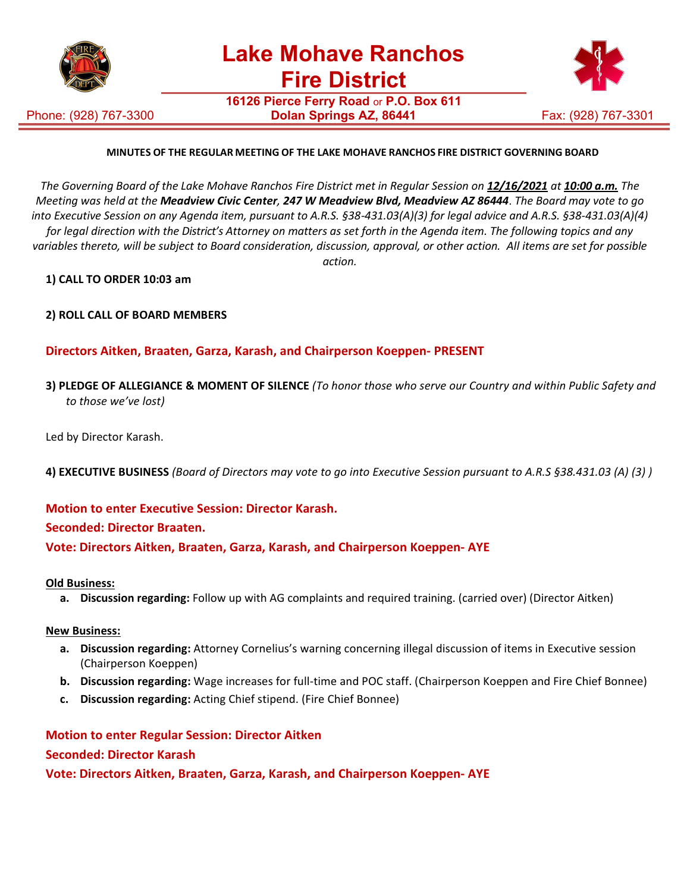# Lake Mohave Ranchos Fire District

**16126 Pierce Ferry Road** or **P.O. Box 611**
**Dolan Springs AZ, 86441**

Phone: (928) 767-3300 Fax: (928) 767-3301

**MINUTES OF THE REGULAR MEETING OF THE LAKE MOHAVE RANCHOS FIRE DISTRICT GOVERNING BOARD**

*The Governing Board of the Lake Mohave Ranchos Fire District met in Regular Session on* ***12/16/2021*** *at* ***10:00 a.m.*** *The Meeting was held at the* ***Meadview Civic Center*** *,* ***247 W Meadview Blvd, Meadview AZ 86444*** *. The Board may vote to go into Executive Session on any Agenda item, pursuant to A.R.S. §38-431.03(A)(3) for legal advice and A.R.S. §38-431.03(A)(4) for legal direction with the District's Attorney on matters as set forth in the Agenda item. The following topics and any variables thereto, will be subject to Board consideration, discussion, approval, or other action. All items are set for possible action.*

**1) CALL TO ORDER 10:03 am**

**2) ROLL CALL OF BOARD MEMBERS**

**Directors Aitken, Braaten, Garza, Karash, and Chairperson Koeppen- PRESENT**

**3) PLEDGE OF ALLEGIANCE & MOMENT OF SILENCE** *(To honor those who serve our Country and within Public Safety and to those we've lost)*

Led by Director Karash.

**4) EXECUTIVE BUSINESS** *(Board of Directors may vote to go into Executive Session pursuant to A.R.S §38.431.03 (A) (3) )*

**Motion to enter Executive Session: Director Karash.**

**Seconded: Director Braaten.**

**Vote: Directors Aitken, Braaten, Garza, Karash, and Chairperson Koeppen- AYE**

**Old Business:**

a. **Discussion regarding:** Follow up with AG complaints and required training. (carried over) (Director Aitken)

**New Business:**

a. **Discussion regarding:** Attorney Cornelius's warning concerning illegal discussion of items in Executive session (Chairperson Koeppen)
b. **Discussion regarding:** Wage increases for full-time and POC staff. (Chairperson Koeppen and Fire Chief Bonnee)
c. **Discussion regarding:** Acting Chief stipend. (Fire Chief Bonnee)

**Motion to enter Regular Session: Director Aitken**

**Seconded: Director Karash**

**Vote: Directors Aitken, Braaten, Garza, Karash, and Chairperson Koeppen- AYE**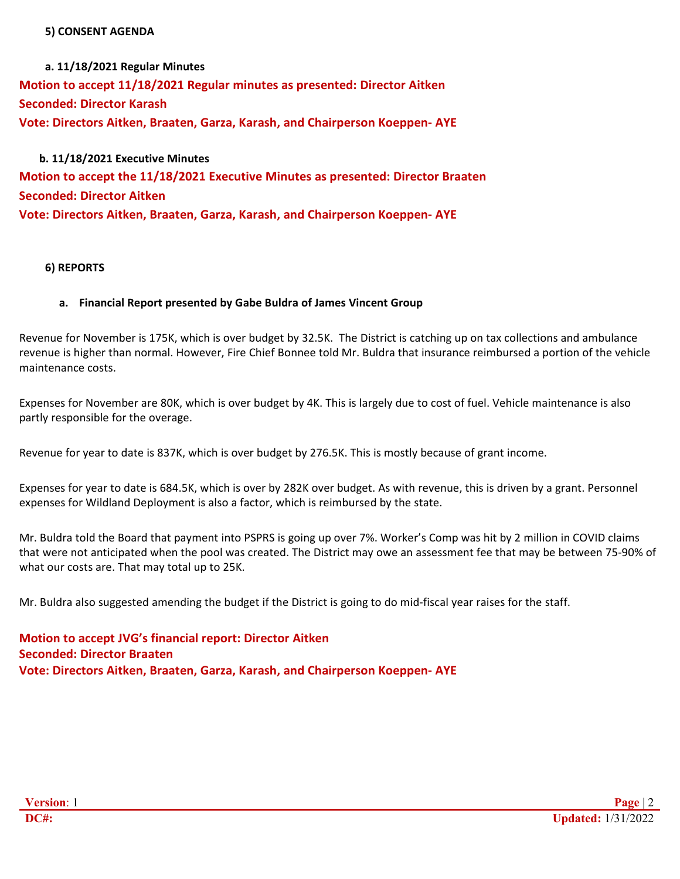**5) CONSENT AGENDA**

**a. 11/18/2021 Regular Minutes**

**Motion to accept 11/18/2021 Regular minutes as presented: Director Aitken**
**Seconded: Director Karash**
**Vote: Directors Aitken, Braaten, Garza, Karash, and Chairperson Koeppen- AYE**

**b. 11/18/2021 Executive Minutes**

**Motion to accept the 11/18/2021 Executive Minutes as presented: Director Braaten**
**Seconded: Director Aitken**
**Vote: Directors Aitken, Braaten, Garza, Karash, and Chairperson Koeppen- AYE**

**6) REPORTS**

**a. Financial Report presented by Gabe Buldra of James Vincent Group**

Revenue for November is 175K, which is over budget by 32.5K. The District is catching up on tax collections and ambulance revenue is higher than normal. However, Fire Chief Bonnee told Mr. Buldra that insurance reimbursed a portion of the vehicle maintenance costs.

Expenses for November are 80K, which is over budget by 4K. This is largely due to cost of fuel. Vehicle maintenance is also partly responsible for the overage.

Revenue for year to date is 837K, which is over budget by 276.5K. This is mostly because of grant income.

Expenses for year to date is 684.5K, which is over by 282K over budget. As with revenue, this is driven by a grant. Personnel expenses for Wildland Deployment is also a factor, which is reimbursed by the state.

Mr. Buldra told the Board that payment into PSPRS is going up over 7%. Worker's Comp was hit by 2 million in COVID claims that were not anticipated when the pool was created. The District may owe an assessment fee that may be between 75-90% of what our costs are. That may total up to 25K.

Mr. Buldra also suggested amending the budget if the District is going to do mid-fiscal year raises for the staff.

**Motion to accept JVG's financial report: Director Aitken**
**Seconded: Director Braaten**
**Vote: Directors Aitken, Braaten, Garza, Karash, and Chairperson Koeppen- AYE**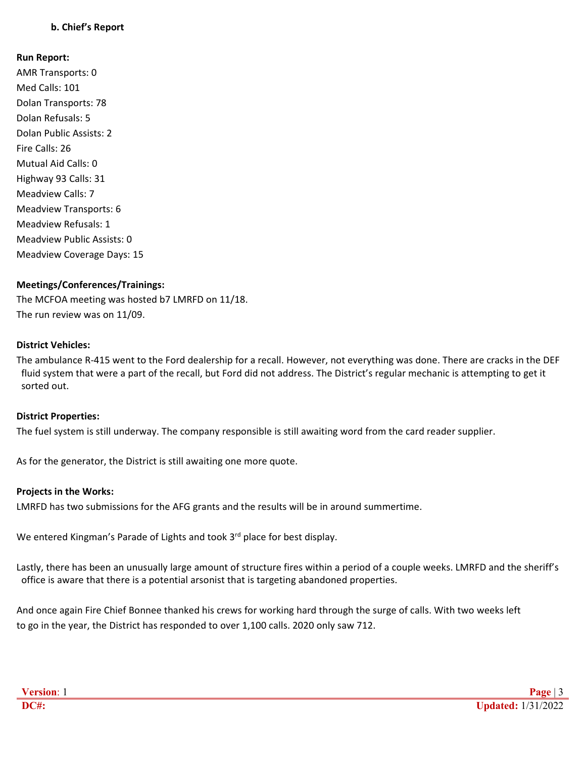**b. Chief's Report**

**Run Report:**

AMR Transports: 0
Med Calls: 101
Dolan Transports: 78
Dolan Refusals: 5
Dolan Public Assists: 2
Fire Calls: 26
Mutual Aid Calls: 0
Highway 93 Calls: 31
Meadview Calls: 7
Meadview Transports: 6
Meadview Refusals: 1
Meadview Public Assists: 0
Meadview Coverage Days: 15

**Meetings/Conferences/Trainings:**

The MCFOA meeting was hosted b7 LMRFD on 11/18.
The run review was on 11/09.

**District Vehicles:**

The ambulance R-415 went to the Ford dealership for a recall. However, not everything was done. There are cracks in the DEF fluid system that were a part of the recall, but Ford did not address. The District's regular mechanic is attempting to get it sorted out.

**District Properties:**

The fuel system is still underway. The company responsible is still awaiting word from the card reader supplier.

As for the generator, the District is still awaiting one more quote.

**Projects in the Works:**

LMRFD has two submissions for the AFG grants and the results will be in around summertime.

We entered Kingman's Parade of Lights and took 3rd place for best display.

Lastly, there has been an unusually large amount of structure fires within a period of a couple weeks. LMRFD and the sheriff's office is aware that there is a potential arsonist that is targeting abandoned properties.

And once again Fire Chief Bonnee thanked his crews for working hard through the surge of calls. With two weeks left to go in the year, the District has responded to over 1,100 calls. 2020 only saw 712.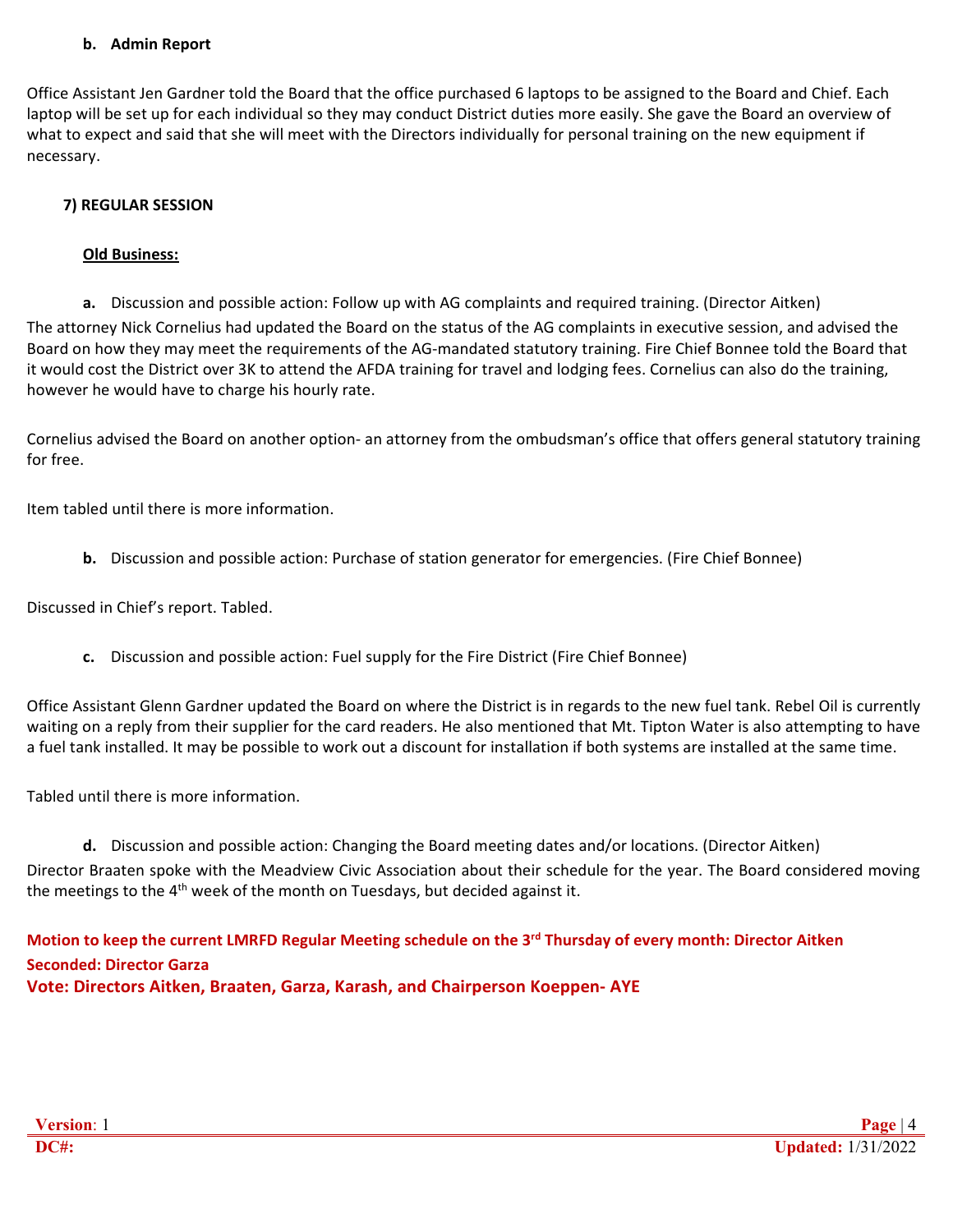**b. Admin Report**

Office Assistant Jen Gardner told the Board that the office purchased 6 laptops to be assigned to the Board and Chief. Each laptop will be set up for each individual so they may conduct District duties more easily. She gave the Board an overview of what to expect and said that she will meet with the Directors individually for personal training on the new equipment if necessary.

**7) REGULAR SESSION**

**Old Business:**

**a.** Discussion and possible action: Follow up with AG complaints and required training. (Director Aitken)

The attorney Nick Cornelius had updated the Board on the status of the AG complaints in executive session, and advised the Board on how they may meet the requirements of the AG-mandated statutory training. Fire Chief Bonnee told the Board that it would cost the District over 3K to attend the AFDA training for travel and lodging fees. Cornelius can also do the training, however he would have to charge his hourly rate.

Cornelius advised the Board on another option- an attorney from the ombudsman's office that offers general statutory training for free.

Item tabled until there is more information.

**b.** Discussion and possible action: Purchase of station generator for emergencies. (Fire Chief Bonnee)

Discussed in Chief's report. Tabled.

**c.** Discussion and possible action: Fuel supply for the Fire District (Fire Chief Bonnee)

Office Assistant Glenn Gardner updated the Board on where the District is in regards to the new fuel tank. Rebel Oil is currently waiting on a reply from their supplier for the card readers. He also mentioned that Mt. Tipton Water is also attempting to have a fuel tank installed. It may be possible to work out a discount for installation if both systems are installed at the same time.

Tabled until there is more information.

**d.** Discussion and possible action: Changing the Board meeting dates and/or locations. (Director Aitken)

Director Braaten spoke with the Meadview Civic Association about their schedule for the year. The Board considered moving the meetings to the 4th week of the month on Tuesdays, but decided against it.

**Motion to keep the current LMRFD Regular Meeting schedule on the 3rd Thursday of every month: Director Aitken**
**Seconded: Director Garza**
**Vote: Directors Aitken, Braaten, Garza, Karash, and Chairperson Koeppen- AYE**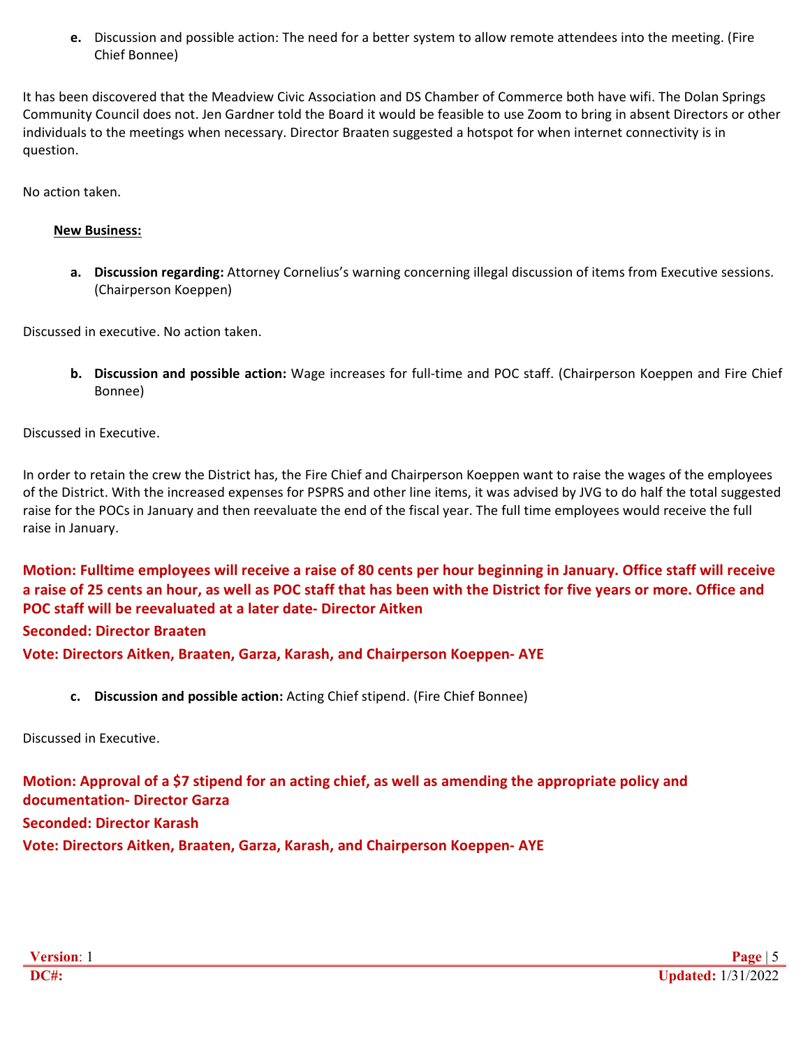**e.** Discussion and possible action: The need for a better system to allow remote attendees into the meeting. (Fire Chief Bonnee)

It has been discovered that the Meadview Civic Association and DS Chamber of Commerce both have wifi. The Dolan Springs Community Council does not. Jen Gardner told the Board it would be feasible to use Zoom to bring in absent Directors or other individuals to the meetings when necessary. Director Braaten suggested a hotspot for when internet connectivity is in question.

No action taken.

**New Business:**

**a. Discussion regarding:** Attorney Cornelius's warning concerning illegal discussion of items from Executive sessions. (Chairperson Koeppen)

Discussed in executive. No action taken.

**b. Discussion and possible action:** Wage increases for full-time and POC staff. (Chairperson Koeppen and Fire Chief Bonnee)

Discussed in Executive.

In order to retain the crew the District has, the Fire Chief and Chairperson Koeppen want to raise the wages of the employees of the District. With the increased expenses for PSPRS and other line items, it was advised by JVG to do half the total suggested raise for the POCs in January and then reevaluate the end of the fiscal year. The full time employees would receive the full raise in January.

**Motion: Fulltime employees will receive a raise of 80 cents per hour beginning in January. Office staff will receive a raise of 25 cents an hour, as well as POC staff that has been with the District for five years or more. Office and POC staff will be reevaluated at a later date- Director Aitken**

**Seconded: Director Braaten**

**Vote: Directors Aitken, Braaten, Garza, Karash, and Chairperson Koeppen- AYE**

**c. Discussion and possible action:** Acting Chief stipend. (Fire Chief Bonnee)

Discussed in Executive.

**Motion: Approval of a $7 stipend for an acting chief, as well as amending the appropriate policy and documentation- Director Garza**

**Seconded: Director Karash**

**Vote: Directors Aitken, Braaten, Garza, Karash, and Chairperson Koeppen- AYE**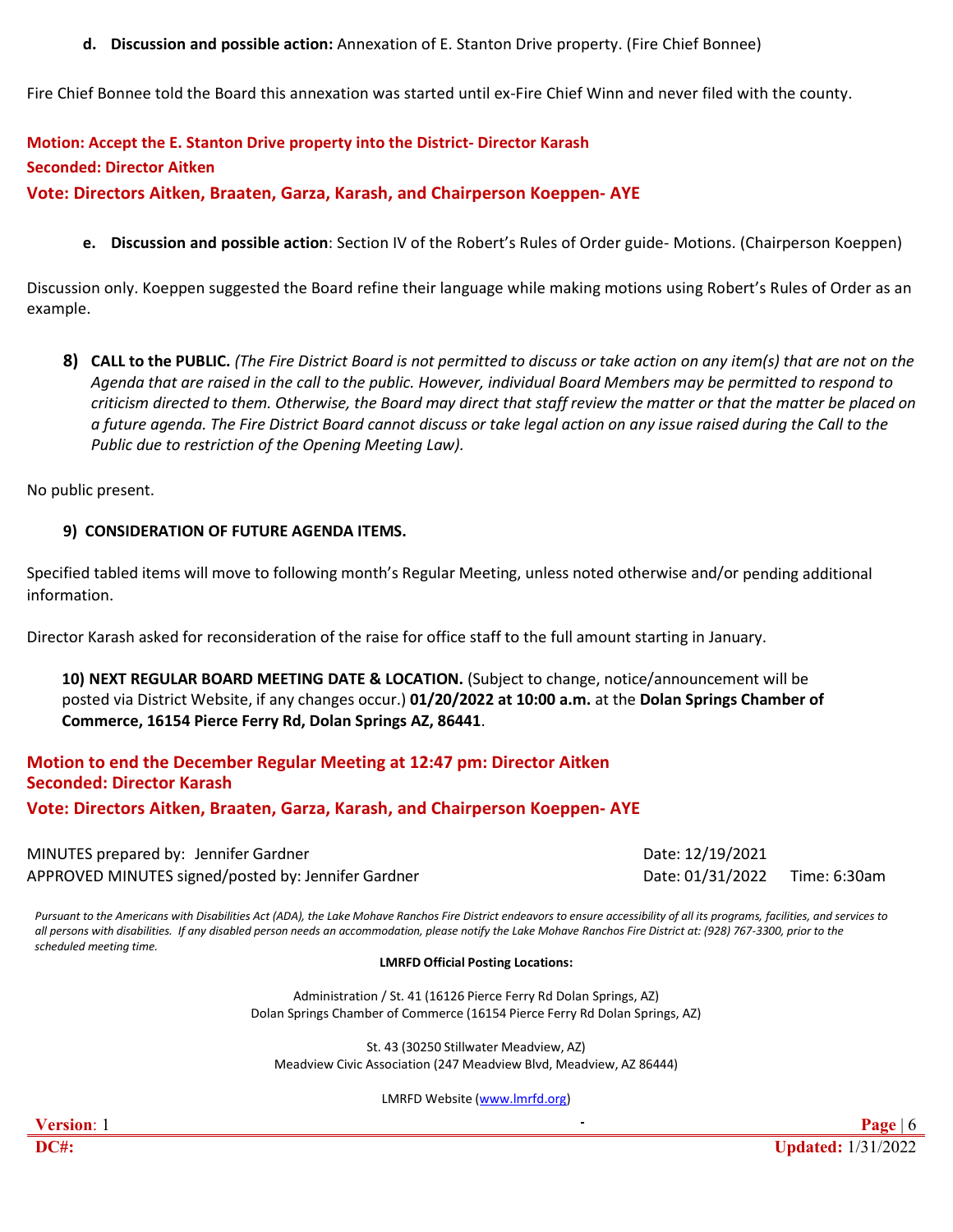**d. Discussion and possible action:** Annexation of E. Stanton Drive property. (Fire Chief Bonnee)

Fire Chief Bonnee told the Board this annexation was started until ex-Fire Chief Winn and never filed with the county.

**Motion: Accept the E. Stanton Drive property into the District- Director Karash**
**Seconded: Director Aitken**
**Vote: Directors Aitken, Braaten, Garza, Karash, and Chairperson Koeppen- AYE**

**e. Discussion and possible action**: Section IV of the Robert's Rules of Order guide- Motions. (Chairperson Koeppen)

Discussion only. Koeppen suggested the Board refine their language while making motions using Robert's Rules of Order as an example.

**8) CALL to the PUBLIC.** *(The Fire District Board is not permitted to discuss or take action on any item(s) that are not on the Agenda that are raised in the call to the public. However, individual Board Members may be permitted to respond to criticism directed to them. Otherwise, the Board may direct that staff review the matter or that the matter be placed on a future agenda. The Fire District Board cannot discuss or take legal action on any issue raised during the Call to the Public due to restriction of the Opening Meeting Law).*

No public present.

**9) CONSIDERATION OF FUTURE AGENDA ITEMS.**

Specified tabled items will move to following month's Regular Meeting, unless noted otherwise and/or pending additional information.

Director Karash asked for reconsideration of the raise for office staff to the full amount starting in January.

**10) NEXT REGULAR BOARD MEETING DATE & LOCATION.** (Subject to change, notice/announcement will be posted via District Website, if any changes occur.) **01/20/2022 at 10:00 a.m.** at the **Dolan Springs Chamber of Commerce, 16154 Pierce Ferry Rd, Dolan Springs AZ, 86441**.

**Motion to end the December Regular Meeting at 12:47 pm: Director Aitken**
**Seconded: Director Karash**
**Vote: Directors Aitken, Braaten, Garza, Karash, and Chairperson Koeppen- AYE**

MINUTES prepared by: Jennifer Gardner — Date: 12/19/2021
APPROVED MINUTES signed/posted by: Jennifer Gardner — Date: 01/31/2022 Time: 6:30am

*Pursuant to the Americans with Disabilities Act (ADA), the Lake Mohave Ranchos Fire District endeavors to ensure accessibility of all its programs, facilities, and services to all persons with disabilities. If any disabled person needs an accommodation, please notify the Lake Mohave Ranchos Fire District at: (928) 767-3300, prior to the scheduled meeting time.*

**LMRFD Official Posting Locations:**

Administration / St. 41 (16126 Pierce Ferry Rd Dolan Springs, AZ)
Dolan Springs Chamber of Commerce (16154 Pierce Ferry Rd Dolan Springs, AZ)

St. 43 (30250 Stillwater Meadview, AZ)
Meadview Civic Association (247 Meadview Blvd, Meadview, AZ 86444)

LMRFD Website (www.lmrfd.org)

**Version**: 1
**DC#:**
**Updated:** 1/31/2022